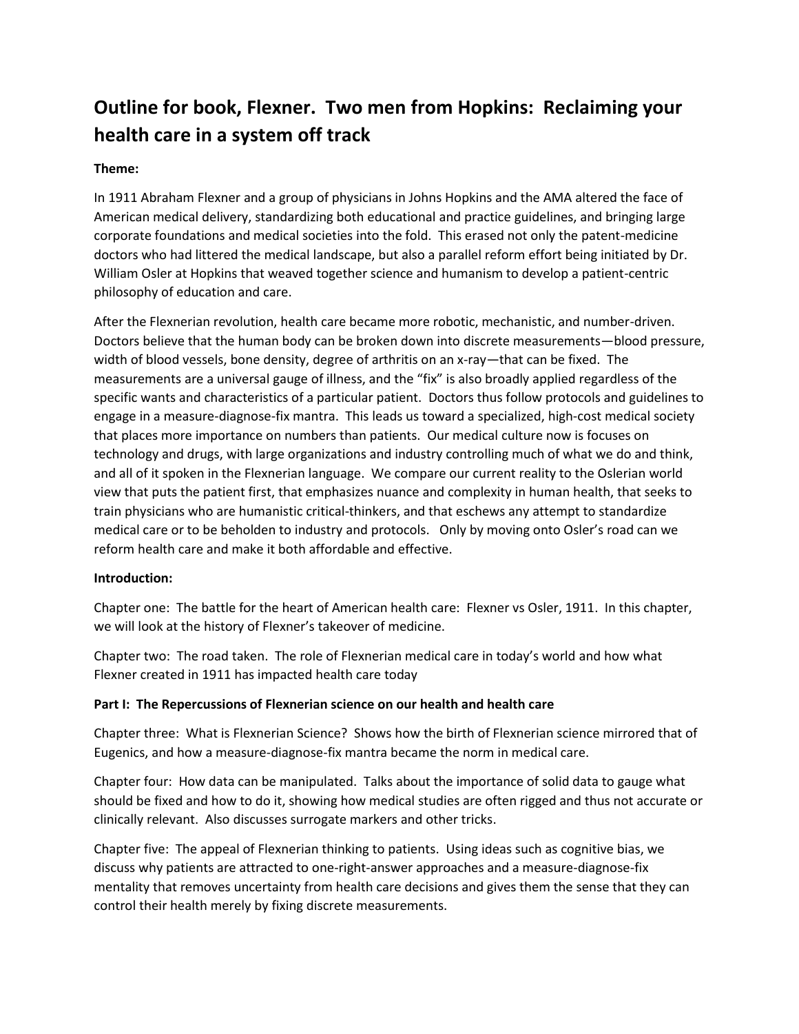## Outline for book, Flexner. Two men from Hopkins: Reclaiming your health care in a system off track

**Theme:**

In 1911 Abraham Flexner and a group of physicians in Johns Hopkins and the AMA altered the face of American medical delivery, standardizing both educational and practice guidelines, and bringing large corporate foundations and medical societies into the fold. This erased not only the patent-medicine doctors who had littered the medical landscape, but also a parallel reform effort being initiated by Dr. William Osler at Hopkins that weaved together science and humanism to develop a patient-centric philosophy of education and care.

After the Flexnerian revolution, health care became more robotic, mechanistic, and number-driven. Doctors believe that the human body can be broken down into discrete measurements—blood pressure, width of blood vessels, bone density, degree of arthritis on an x-ray—that can be fixed. The measurements are a universal gauge of illness, and the "fix" is also broadly applied regardless of the specific wants and characteristics of a particular patient. Doctors thus follow protocols and guidelines to engage in a measure-diagnose-fix mantra. This leads us toward a specialized, high-cost medical society that places more importance on numbers than patients. Our medical culture now is focuses on technology and drugs, with large organizations and industry controlling much of what we do and think, and all of it spoken in the Flexnerian language. We compare our current reality to the Oslerian world view that puts the patient first, that emphasizes nuance and complexity in human health, that seeks to train physicians who are humanistic critical-thinkers, and that eschews any attempt to standardize medical care or to be beholden to industry and protocols. Only by moving onto Osler's road can we reform health care and make it both affordable and effective.

**Introduction:**

Chapter one: The battle for the heart of American health care: Flexner vs Osler, 1911. In this chapter, we will look at the history of Flexner's takeover of medicine.

Chapter two: The road taken. The role of Flexnerian medical care in today's world and how what Flexner created in 1911 has impacted health care today

**Part I: The Repercussions of Flexnerian science on our health and health care**

Chapter three: What is Flexnerian Science? Shows how the birth of Flexnerian science mirrored that of Eugenics, and how a measure-diagnose-fix mantra became the norm in medical care.

Chapter four: How data can be manipulated. Talks about the importance of solid data to gauge what should be fixed and how to do it, showing how medical studies are often rigged and thus not accurate or clinically relevant. Also discusses surrogate markers and other tricks.

Chapter five: The appeal of Flexnerian thinking to patients. Using ideas such as cognitive bias, we discuss why patients are attracted to one-right-answer approaches and a measure-diagnose-fix mentality that removes uncertainty from health care decisions and gives them the sense that they can control their health merely by fixing discrete measurements.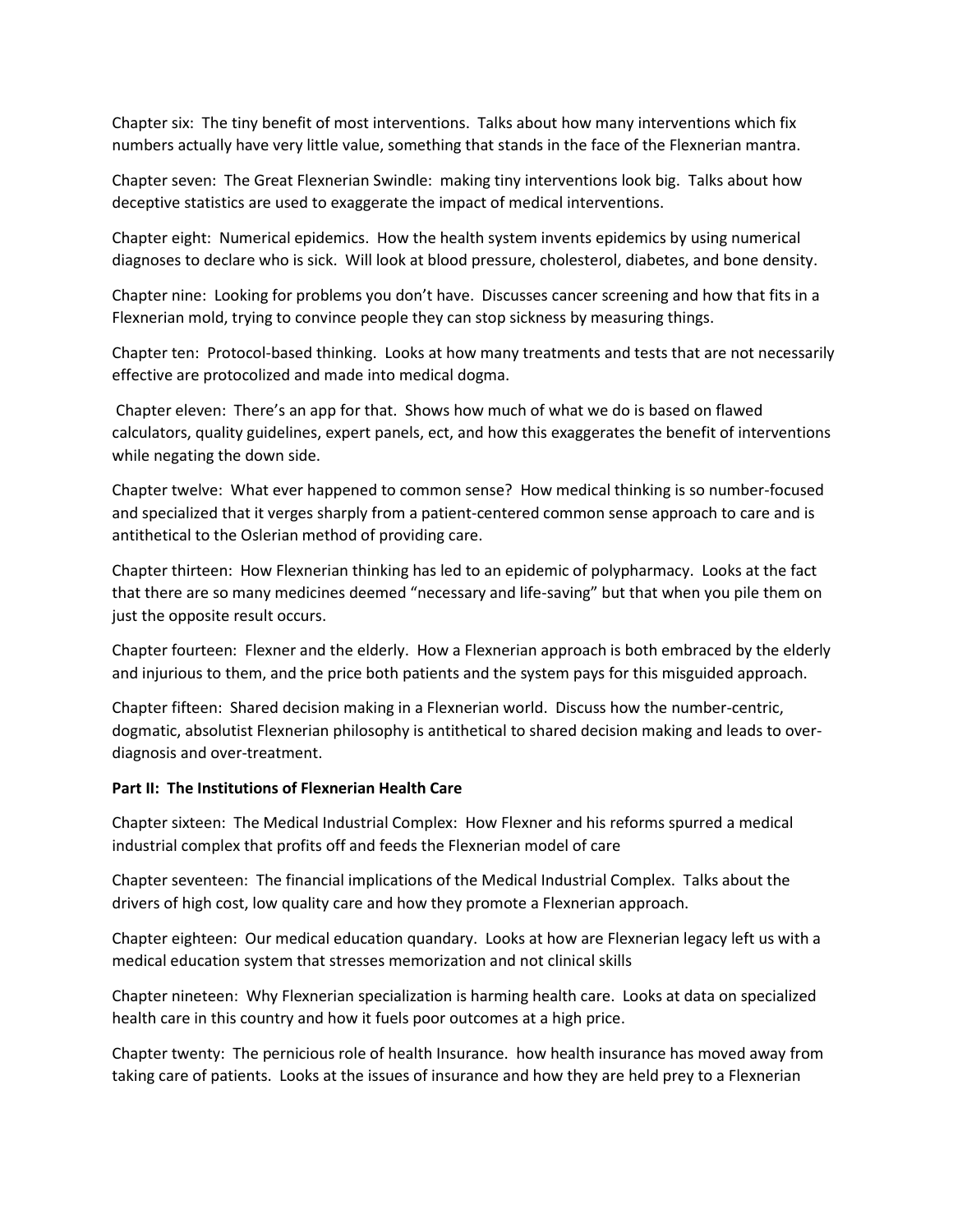Chapter six: The tiny benefit of most interventions. Talks about how many interventions which fix numbers actually have very little value, something that stands in the face of the Flexnerian mantra.

Chapter seven: The Great Flexnerian Swindle: making tiny interventions look big. Talks about how deceptive statistics are used to exaggerate the impact of medical interventions.

Chapter eight: Numerical epidemics. How the health system invents epidemics by using numerical diagnoses to declare who is sick. Will look at blood pressure, cholesterol, diabetes, and bone density.

Chapter nine: Looking for problems you don't have. Discusses cancer screening and how that fits in a Flexnerian mold, trying to convince people they can stop sickness by measuring things.

Chapter ten: Protocol-based thinking. Looks at how many treatments and tests that are not necessarily effective are protocolized and made into medical dogma.

Chapter eleven: There's an app for that. Shows how much of what we do is based on flawed calculators, quality guidelines, expert panels, ect, and how this exaggerates the benefit of interventions while negating the down side.

Chapter twelve: What ever happened to common sense? How medical thinking is so number-focused and specialized that it verges sharply from a patient-centered common sense approach to care and is antithetical to the Oslerian method of providing care.

Chapter thirteen: How Flexnerian thinking has led to an epidemic of polypharmacy. Looks at the fact that there are so many medicines deemed "necessary and life-saving" but that when you pile them on just the opposite result occurs.

Chapter fourteen: Flexner and the elderly. How a Flexnerian approach is both embraced by the elderly and injurious to them, and the price both patients and the system pays for this misguided approach.

Chapter fifteen: Shared decision making in a Flexnerian world. Discuss how the number-centric, dogmatic, absolutist Flexnerian philosophy is antithetical to shared decision making and leads to over-diagnosis and over-treatment.

**Part II: The Institutions of Flexnerian Health Care**

Chapter sixteen: The Medical Industrial Complex: How Flexner and his reforms spurred a medical industrial complex that profits off and feeds the Flexnerian model of care

Chapter seventeen: The financial implications of the Medical Industrial Complex. Talks about the drivers of high cost, low quality care and how they promote a Flexnerian approach.

Chapter eighteen: Our medical education quandary. Looks at how are Flexnerian legacy left us with a medical education system that stresses memorization and not clinical skills

Chapter nineteen: Why Flexnerian specialization is harming health care. Looks at data on specialized health care in this country and how it fuels poor outcomes at a high price.

Chapter twenty: The pernicious role of health Insurance. how health insurance has moved away from taking care of patients. Looks at the issues of insurance and how they are held prey to a Flexnerian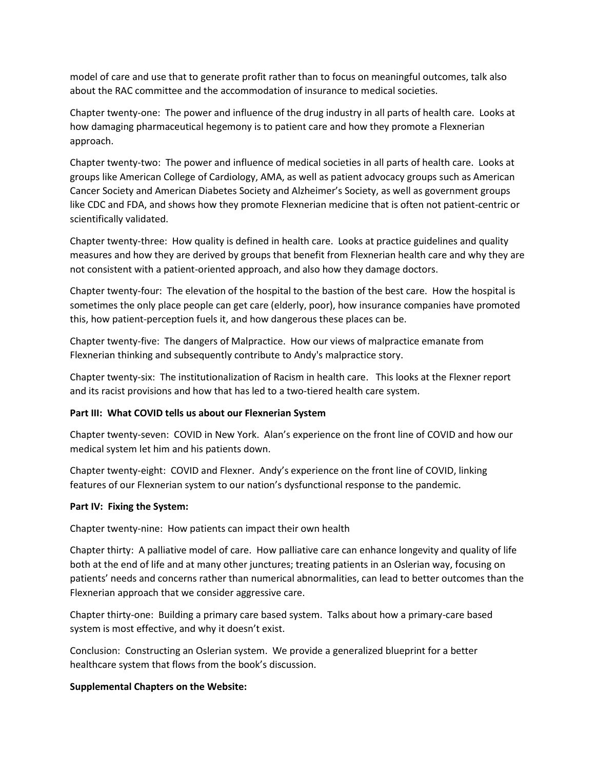model of care and use that to generate profit rather than to focus on meaningful outcomes, talk also about the RAC committee and the accommodation of insurance to medical societies.

Chapter twenty-one: The power and influence of the drug industry in all parts of health care. Looks at how damaging pharmaceutical hegemony is to patient care and how they promote a Flexnerian approach.

Chapter twenty-two: The power and influence of medical societies in all parts of health care. Looks at groups like American College of Cardiology, AMA, as well as patient advocacy groups such as American Cancer Society and American Diabetes Society and Alzheimer's Society, as well as government groups like CDC and FDA, and shows how they promote Flexnerian medicine that is often not patient-centric or scientifically validated.

Chapter twenty-three: How quality is defined in health care. Looks at practice guidelines and quality measures and how they are derived by groups that benefit from Flexnerian health care and why they are not consistent with a patient-oriented approach, and also how they damage doctors.

Chapter twenty-four: The elevation of the hospital to the bastion of the best care. How the hospital is sometimes the only place people can get care (elderly, poor), how insurance companies have promoted this, how patient-perception fuels it, and how dangerous these places can be.

Chapter twenty-five: The dangers of Malpractice. How our views of malpractice emanate from Flexnerian thinking and subsequently contribute to Andy's malpractice story.

Chapter twenty-six: The institutionalization of Racism in health care. This looks at the Flexner report and its racist provisions and how that has led to a two-tiered health care system.

**Part III: What COVID tells us about our Flexnerian System**

Chapter twenty-seven: COVID in New York. Alan's experience on the front line of COVID and how our medical system let him and his patients down.

Chapter twenty-eight: COVID and Flexner. Andy's experience on the front line of COVID, linking features of our Flexnerian system to our nation's dysfunctional response to the pandemic.

**Part IV: Fixing the System:**

Chapter twenty-nine: How patients can impact their own health

Chapter thirty: A palliative model of care. How palliative care can enhance longevity and quality of life both at the end of life and at many other junctures; treating patients in an Oslerian way, focusing on patients' needs and concerns rather than numerical abnormalities, can lead to better outcomes than the Flexnerian approach that we consider aggressive care.

Chapter thirty-one: Building a primary care based system. Talks about how a primary-care based system is most effective, and why it doesn't exist.

Conclusion: Constructing an Oslerian system. We provide a generalized blueprint for a better healthcare system that flows from the book's discussion.

**Supplemental Chapters on the Website:**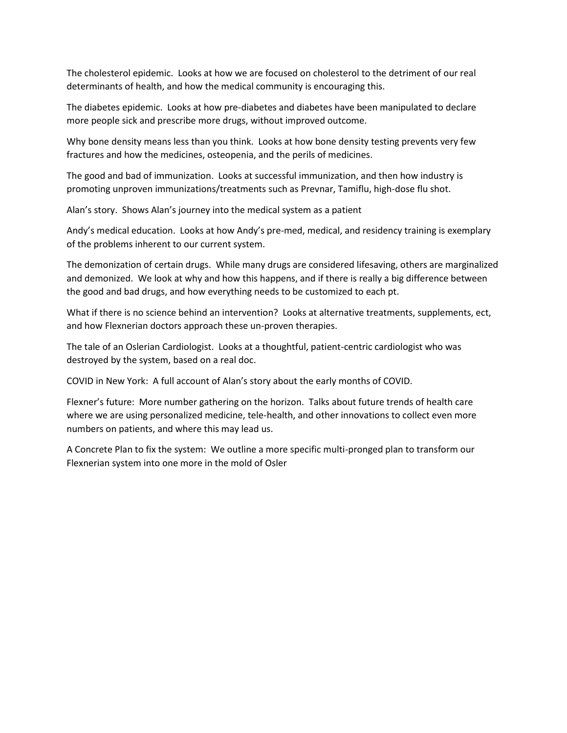The cholesterol epidemic. Looks at how we are focused on cholesterol to the detriment of our real determinants of health, and how the medical community is encouraging this.

The diabetes epidemic. Looks at how pre-diabetes and diabetes have been manipulated to declare more people sick and prescribe more drugs, without improved outcome.

Why bone density means less than you think. Looks at how bone density testing prevents very few fractures and how the medicines, osteopenia, and the perils of medicines.

The good and bad of immunization. Looks at successful immunization, and then how industry is promoting unproven immunizations/treatments such as Prevnar, Tamiflu, high-dose flu shot.

Alan's story. Shows Alan's journey into the medical system as a patient

Andy's medical education. Looks at how Andy's pre-med, medical, and residency training is exemplary of the problems inherent to our current system.

The demonization of certain drugs. While many drugs are considered lifesaving, others are marginalized and demonized. We look at why and how this happens, and if there is really a big difference between the good and bad drugs, and how everything needs to be customized to each pt.

What if there is no science behind an intervention? Looks at alternative treatments, supplements, ect, and how Flexnerian doctors approach these un-proven therapies.

The tale of an Oslerian Cardiologist. Looks at a thoughtful, patient-centric cardiologist who was destroyed by the system, based on a real doc.

COVID in New York: A full account of Alan's story about the early months of COVID.

Flexner's future: More number gathering on the horizon. Talks about future trends of health care where we are using personalized medicine, tele-health, and other innovations to collect even more numbers on patients, and where this may lead us.

A Concrete Plan to fix the system: We outline a more specific multi-pronged plan to transform our Flexnerian system into one more in the mold of Osler